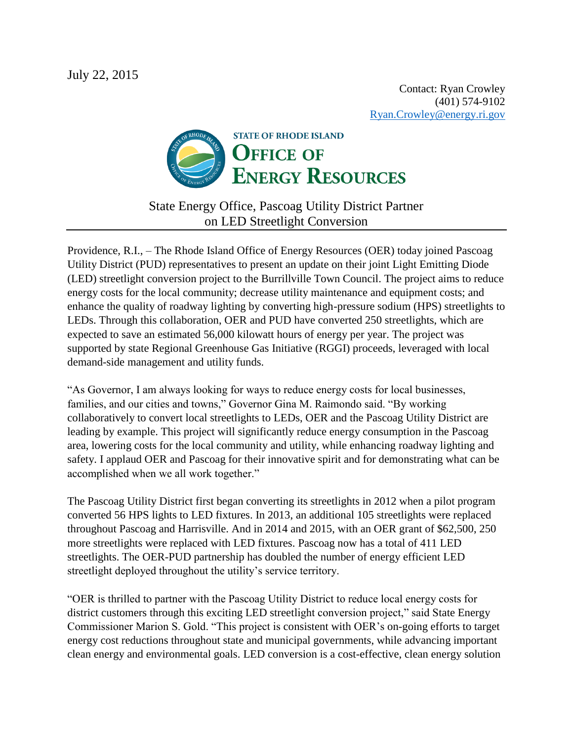July 22, 2015

Contact: Ryan Crowley
(401) 574-9102
Ryan.Crowley@energy.ri.gov

STATE OF RHODE ISLAND
OFFICE OF
ENERGY RESOURCES

# State Energy Office, Pascoag Utility District Partner on LED Streetlight Conversion

Providence, R.I., – The Rhode Island Office of Energy Resources (OER) today joined Pascoag Utility District (PUD) representatives to present an update on their joint Light Emitting Diode (LED) streetlight conversion project to the Burrillville Town Council. The project aims to reduce energy costs for the local community; decrease utility maintenance and equipment costs; and enhance the quality of roadway lighting by converting high-pressure sodium (HPS) streetlights to LEDs. Through this collaboration, OER and PUD have converted 250 streetlights, which are expected to save an estimated 56,000 kilowatt hours of energy per year. The project was supported by state Regional Greenhouse Gas Initiative (RGGI) proceeds, leveraged with local demand-side management and utility funds.

"As Governor, I am always looking for ways to reduce energy costs for local businesses, families, and our cities and towns," Governor Gina M. Raimondo said. "By working collaboratively to convert local streetlights to LEDs, OER and the Pascoag Utility District are leading by example. This project will significantly reduce energy consumption in the Pascoag area, lowering costs for the local community and utility, while enhancing roadway lighting and safety. I applaud OER and Pascoag for their innovative spirit and for demonstrating what can be accomplished when we all work together."

The Pascoag Utility District first began converting its streetlights in 2012 when a pilot program converted 56 HPS lights to LED fixtures. In 2013, an additional 105 streetlights were replaced throughout Pascoag and Harrisville. And in 2014 and 2015, with an OER grant of $62,500, 250 more streetlights were replaced with LED fixtures. Pascoag now has a total of 411 LED streetlights. The OER-PUD partnership has doubled the number of energy efficient LED streetlight deployed throughout the utility's service territory.

"OER is thrilled to partner with the Pascoag Utility District to reduce local energy costs for district customers through this exciting LED streetlight conversion project," said State Energy Commissioner Marion S. Gold. "This project is consistent with OER's on-going efforts to target energy cost reductions throughout state and municipal governments, while advancing important clean energy and environmental goals. LED conversion is a cost-effective, clean energy solution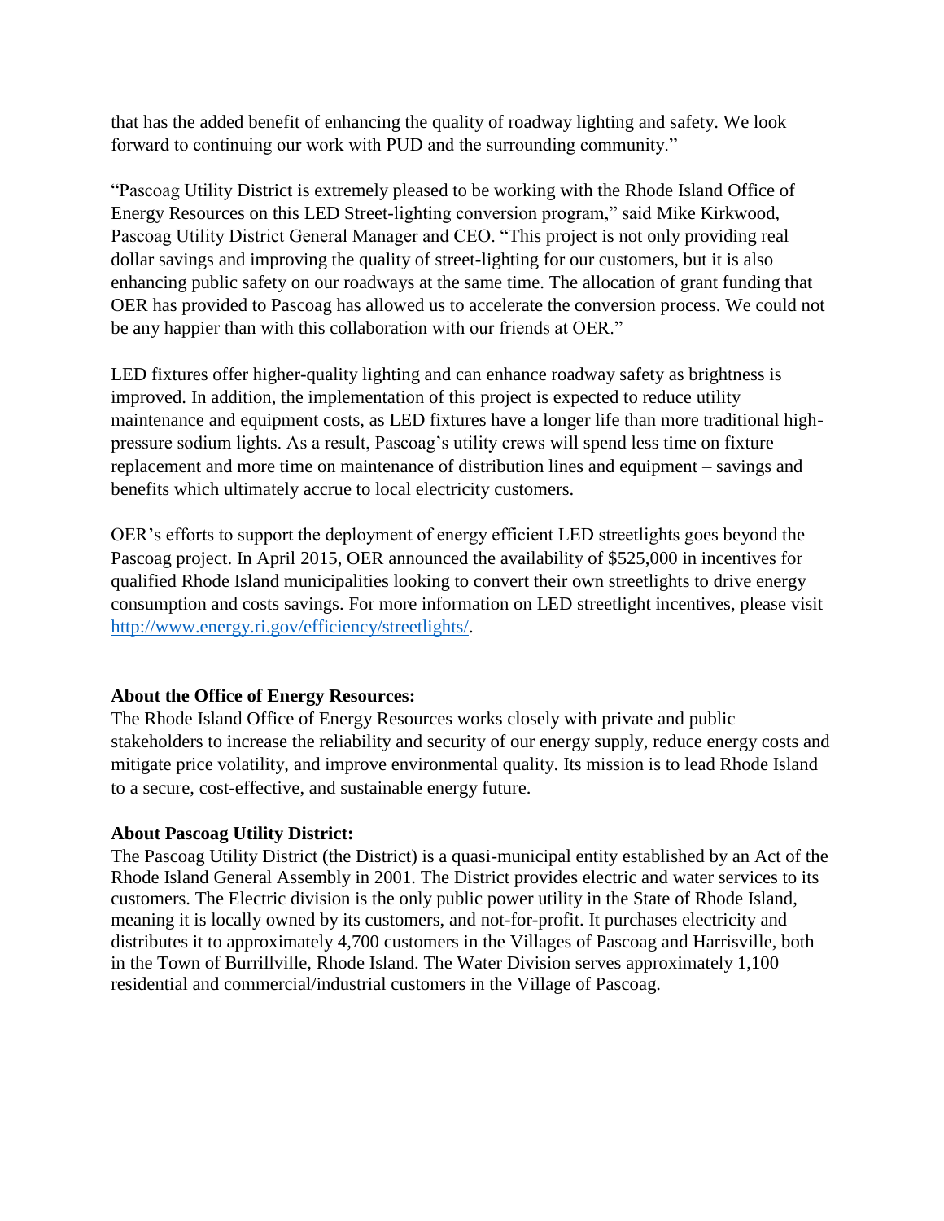that has the added benefit of enhancing the quality of roadway lighting and safety. We look forward to continuing our work with PUD and the surrounding community."

"Pascoag Utility District is extremely pleased to be working with the Rhode Island Office of Energy Resources on this LED Street-lighting conversion program," said Mike Kirkwood, Pascoag Utility District General Manager and CEO. "This project is not only providing real dollar savings and improving the quality of street-lighting for our customers, but it is also enhancing public safety on our roadways at the same time. The allocation of grant funding that OER has provided to Pascoag has allowed us to accelerate the conversion process. We could not be any happier than with this collaboration with our friends at OER."

LED fixtures offer higher-quality lighting and can enhance roadway safety as brightness is improved. In addition, the implementation of this project is expected to reduce utility maintenance and equipment costs, as LED fixtures have a longer life than more traditional high-pressure sodium lights. As a result, Pascoag's utility crews will spend less time on fixture replacement and more time on maintenance of distribution lines and equipment – savings and benefits which ultimately accrue to local electricity customers.

OER's efforts to support the deployment of energy efficient LED streetlights goes beyond the Pascoag project. In April 2015, OER announced the availability of $525,000 in incentives for qualified Rhode Island municipalities looking to convert their own streetlights to drive energy consumption and costs savings. For more information on LED streetlight incentives, please visit [http://www.energy.ri.gov/efficiency/streetlights/](http://www.energy.ri.gov/efficiency/streetlights/).

**About the Office of Energy Resources:**
The Rhode Island Office of Energy Resources works closely with private and public stakeholders to increase the reliability and security of our energy supply, reduce energy costs and mitigate price volatility, and improve environmental quality. Its mission is to lead Rhode Island to a secure, cost-effective, and sustainable energy future.

**About Pascoag Utility District:**
The Pascoag Utility District (the District) is a quasi-municipal entity established by an Act of the Rhode Island General Assembly in 2001. The District provides electric and water services to its customers. The Electric division is the only public power utility in the State of Rhode Island, meaning it is locally owned by its customers, and not-for-profit. It purchases electricity and distributes it to approximately 4,700 customers in the Villages of Pascoag and Harrisville, both in the Town of Burrillville, Rhode Island. The Water Division serves approximately 1,100 residential and commercial/industrial customers in the Village of Pascoag.